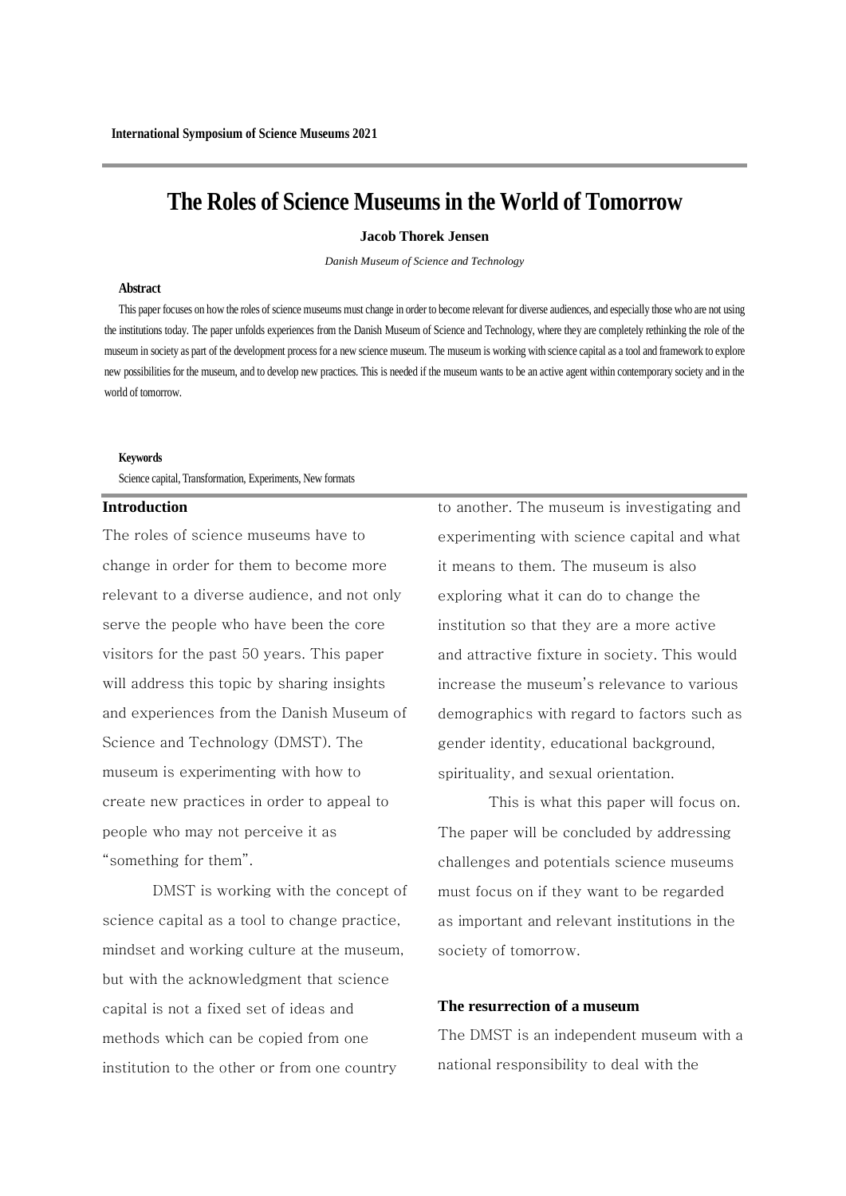# The Roles of Science Museums in the World of Tomorrow

**Jacob Thorek Jensen**

*Danish Museum of Science and Technology*

**Abstract**

This paper focuses on how the roles of science museums must change in order to become relevant for diverse audiences, and especially those who are not using the institutions today. The paper unfolds experiences from the Danish Museum of Science and Technology, where they are completely rethinking the role of the museum in society as part of the development process for a new science museum. The museum is working with science capital as a tool and framework to explore new possibilities for the museum, and to develop new practices. This is needed if the museum wants to be an active agent within contemporary society and in the world of tomorrow.

**Keywords**

Science capital, Transformation, Experiments, New formats

## Introduction

The roles of science museums have to change in order for them to become more relevant to a diverse audience, and not only serve the people who have been the core visitors for the past 50 years. This paper will address this topic by sharing insights and experiences from the Danish Museum of Science and Technology (DMST). The museum is experimenting with how to create new practices in order to appeal to people who may not perceive it as "something for them".

DMST is working with the concept of science capital as a tool to change practice, mindset and working culture at the museum, but with the acknowledgment that science capital is not a fixed set of ideas and methods which can be copied from one institution to the other or from one country to another. The museum is investigating and experimenting with science capital and what it means to them. The museum is also exploring what it can do to change the institution so that they are a more active and attractive fixture in society. This would increase the museum's relevance to various demographics with regard to factors such as gender identity, educational background, spirituality, and sexual orientation.

This is what this paper will focus on. The paper will be concluded by addressing challenges and potentials science museums must focus on if they want to be regarded as important and relevant institutions in the society of tomorrow.

## The resurrection of a museum

The DMST is an independent museum with a national responsibility to deal with the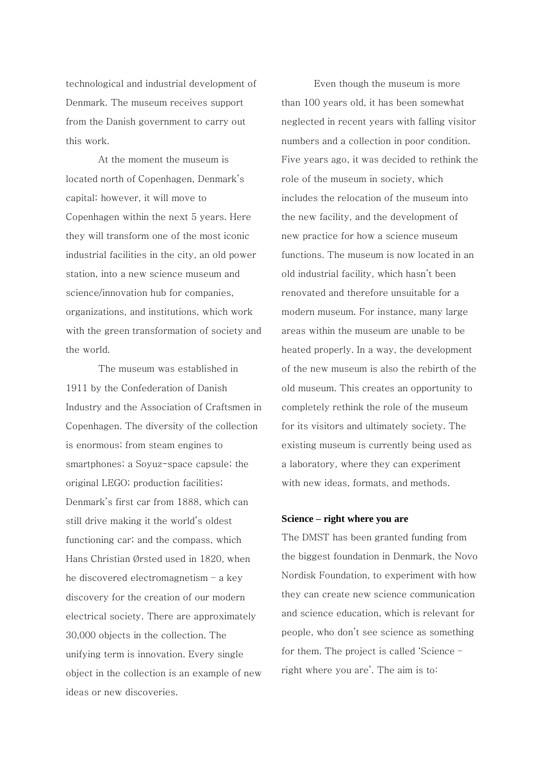technological and industrial development of Denmark. The museum receives support from the Danish government to carry out this work.

At the moment the museum is located north of Copenhagen, Denmark's capital; however, it will move to Copenhagen within the next 5 years. Here they will transform one of the most iconic industrial facilities in the city, an old power station, into a new science museum and science/innovation hub for companies, organizations, and institutions, which work with the green transformation of society and the world.

The museum was established in 1911 by the Confederation of Danish Industry and the Association of Craftsmen in Copenhagen. The diversity of the collection is enormous; from steam engines to smartphones; a Soyuz-space capsule; the original LEGO; production facilities; Denmark's first car from 1888, which can still drive making it the world's oldest functioning car; and the compass, which Hans Christian Ørsted used in 1820, when he discovered electromagnetism – a key discovery for the creation of our modern electrical society. There are approximately 30,000 objects in the collection. The unifying term is innovation. Every single object in the collection is an example of new ideas or new discoveries.

Even though the museum is more than 100 years old, it has been somewhat neglected in recent years with falling visitor numbers and a collection in poor condition. Five years ago, it was decided to rethink the role of the museum in society, which includes the relocation of the museum into the new facility, and the development of new practice for how a science museum functions. The museum is now located in an old industrial facility, which hasn't been renovated and therefore unsuitable for a modern museum. For instance, many large areas within the museum are unable to be heated properly. In a way, the development of the new museum is also the rebirth of the old museum. This creates an opportunity to completely rethink the role of the museum for its visitors and ultimately society. The existing museum is currently being used as a laboratory, where they can experiment with new ideas, formats, and methods.

**Science – right where you are**

The DMST has been granted funding from the biggest foundation in Denmark, the Novo Nordisk Foundation, to experiment with how they can create new science communication and science education, which is relevant for people, who don't see science as something for them. The project is called 'Science – right where you are'. The aim is to: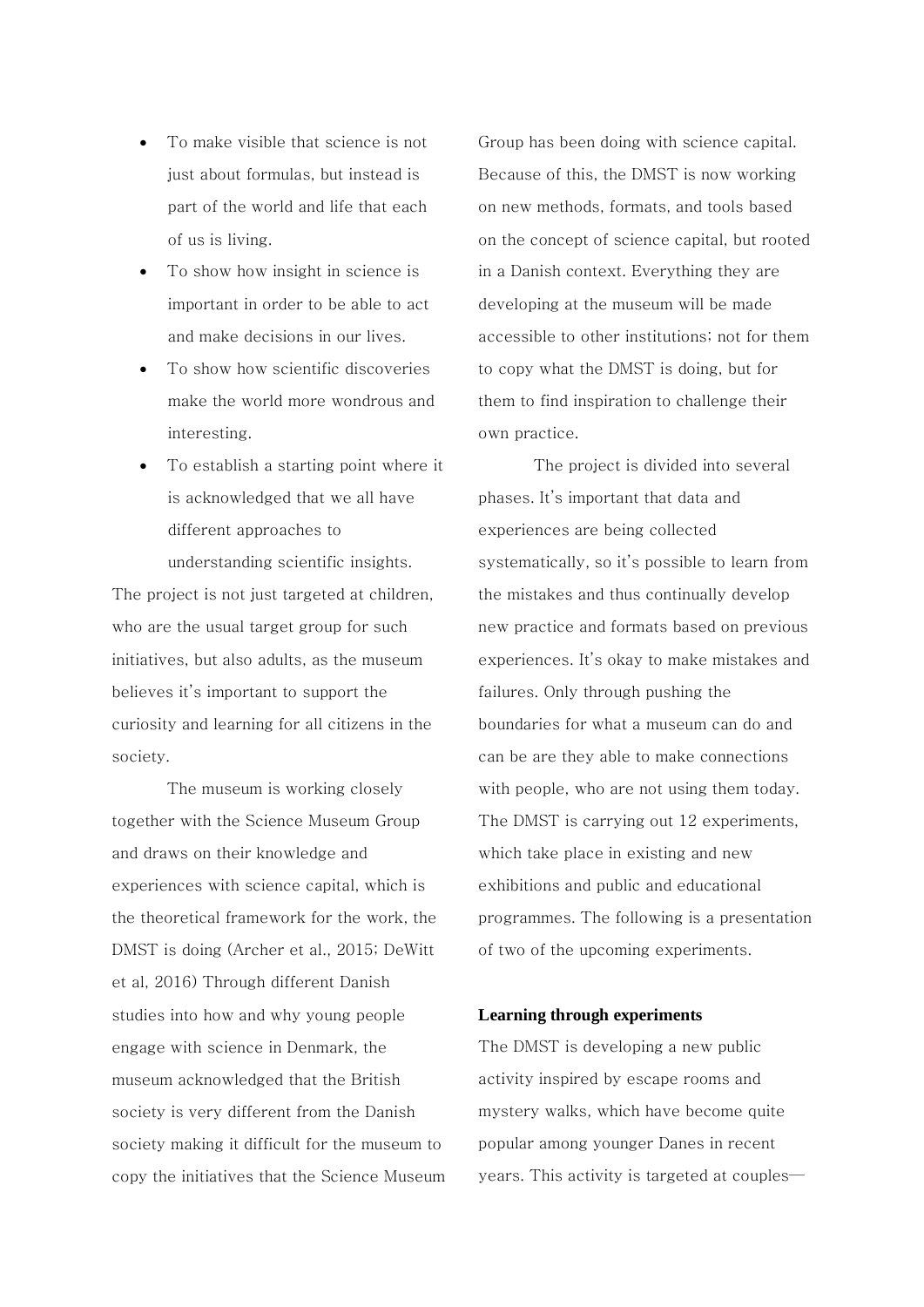- To make visible that science is not just about formulas, but instead is part of the world and life that each of us is living.
- To show how insight in science is important in order to be able to act and make decisions in our lives.
- To show how scientific discoveries make the world more wondrous and interesting.
- To establish a starting point where it is acknowledged that we all have different approaches to understanding scientific insights.

The project is not just targeted at children, who are the usual target group for such initiatives, but also adults, as the museum believes it's important to support the curiosity and learning for all citizens in the society.

The museum is working closely together with the Science Museum Group and draws on their knowledge and experiences with science capital, which is the theoretical framework for the work, the DMST is doing (Archer et al., 2015; DeWitt et al, 2016) Through different Danish studies into how and why young people engage with science in Denmark, the museum acknowledged that the British society is very different from the Danish society making it difficult for the museum to copy the initiatives that the Science Museum Group has been doing with science capital. Because of this, the DMST is now working on new methods, formats, and tools based on the concept of science capital, but rooted in a Danish context. Everything they are developing at the museum will be made accessible to other institutions; not for them to copy what the DMST is doing, but for them to find inspiration to challenge their own practice.

The project is divided into several phases. It's important that data and experiences are being collected systematically, so it's possible to learn from the mistakes and thus continually develop new practice and formats based on previous experiences. It's okay to make mistakes and failures. Only through pushing the boundaries for what a museum can do and can be are they able to make connections with people, who are not using them today. The DMST is carrying out 12 experiments, which take place in existing and new exhibitions and public and educational programmes. The following is a presentation of two of the upcoming experiments.

**Learning through experiments**

The DMST is developing a new public activity inspired by escape rooms and mystery walks, which have become quite popular among younger Danes in recent years. This activity is targeted at couples—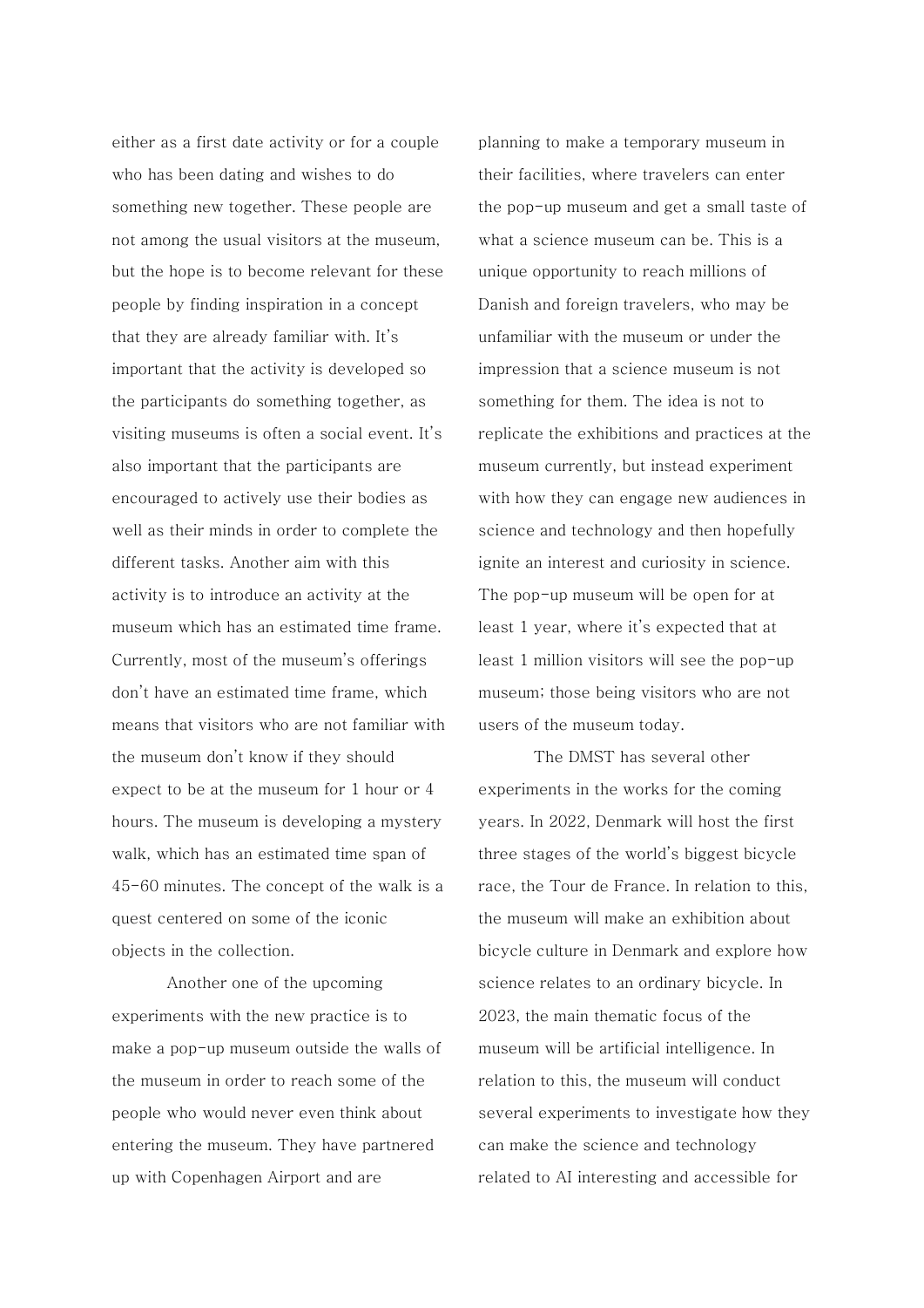either as a first date activity or for a couple who has been dating and wishes to do something new together. These people are not among the usual visitors at the museum, but the hope is to become relevant for these people by finding inspiration in a concept that they are already familiar with. It's important that the activity is developed so the participants do something together, as visiting museums is often a social event. It's also important that the participants are encouraged to actively use their bodies as well as their minds in order to complete the different tasks. Another aim with this activity is to introduce an activity at the museum which has an estimated time frame. Currently, most of the museum's offerings don't have an estimated time frame, which means that visitors who are not familiar with the museum don't know if they should expect to be at the museum for 1 hour or 4 hours. The museum is developing a mystery walk, which has an estimated time span of 45-60 minutes. The concept of the walk is a quest centered on some of the iconic objects in the collection.

Another one of the upcoming experiments with the new practice is to make a pop-up museum outside the walls of the museum in order to reach some of the people who would never even think about entering the museum. They have partnered up with Copenhagen Airport and are planning to make a temporary museum in their facilities, where travelers can enter the pop-up museum and get a small taste of what a science museum can be. This is a unique opportunity to reach millions of Danish and foreign travelers, who may be unfamiliar with the museum or under the impression that a science museum is not something for them. The idea is not to replicate the exhibitions and practices at the museum currently, but instead experiment with how they can engage new audiences in science and technology and then hopefully ignite an interest and curiosity in science. The pop-up museum will be open for at least 1 year, where it's expected that at least 1 million visitors will see the pop-up museum; those being visitors who are not users of the museum today.

The DMST has several other experiments in the works for the coming years. In 2022, Denmark will host the first three stages of the world's biggest bicycle race, the Tour de France. In relation to this, the museum will make an exhibition about bicycle culture in Denmark and explore how science relates to an ordinary bicycle. In 2023, the main thematic focus of the museum will be artificial intelligence. In relation to this, the museum will conduct several experiments to investigate how they can make the science and technology related to AI interesting and accessible for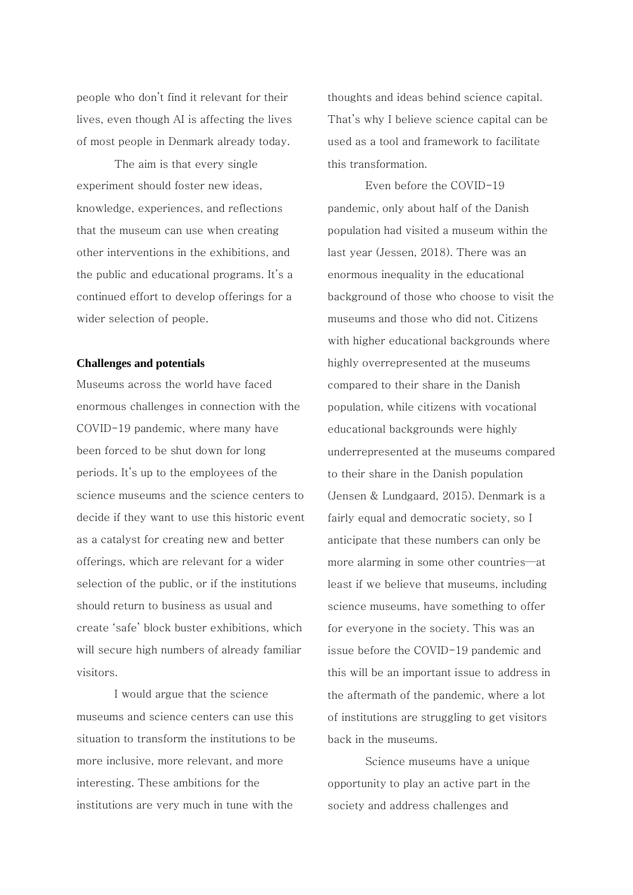people who don't find it relevant for their lives, even though AI is affecting the lives of most people in Denmark already today.

The aim is that every single experiment should foster new ideas, knowledge, experiences, and reflections that the museum can use when creating other interventions in the exhibitions, and the public and educational programs. It's a continued effort to develop offerings for a wider selection of people.

**Challenges and potentials**

Museums across the world have faced enormous challenges in connection with the COVID-19 pandemic, where many have been forced to be shut down for long periods. It's up to the employees of the science museums and the science centers to decide if they want to use this historic event as a catalyst for creating new and better offerings, which are relevant for a wider selection of the public, or if the institutions should return to business as usual and create 'safe' block buster exhibitions, which will secure high numbers of already familiar visitors.

I would argue that the science museums and science centers can use this situation to transform the institutions to be more inclusive, more relevant, and more interesting. These ambitions for the institutions are very much in tune with the thoughts and ideas behind science capital. That's why I believe science capital can be used as a tool and framework to facilitate this transformation.

Even before the COVID-19 pandemic, only about half of the Danish population had visited a museum within the last year (Jessen, 2018). There was an enormous inequality in the educational background of those who choose to visit the museums and those who did not. Citizens with higher educational backgrounds where highly overrepresented at the museums compared to their share in the Danish population, while citizens with vocational educational backgrounds were highly underrepresented at the museums compared to their share in the Danish population (Jensen & Lundgaard, 2015). Denmark is a fairly equal and democratic society, so I anticipate that these numbers can only be more alarming in some other countries—at least if we believe that museums, including science museums, have something to offer for everyone in the society. This was an issue before the COVID-19 pandemic and this will be an important issue to address in the aftermath of the pandemic, where a lot of institutions are struggling to get visitors back in the museums.

Science museums have a unique opportunity to play an active part in the society and address challenges and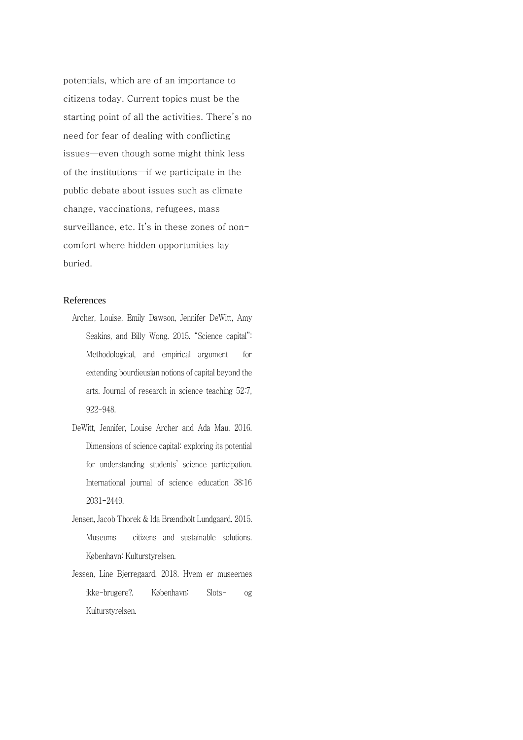potentials, which are of an importance to citizens today. Current topics must be the starting point of all the activities. There's no need for fear of dealing with conflicting issues—even though some might think less of the institutions—if we participate in the public debate about issues such as climate change, vaccinations, refugees, mass surveillance, etc. It's in these zones of non-comfort where hidden opportunities lay buried.

## References

Archer, Louise, Emily Dawson, Jennifer DeWitt, Amy Seakins, and Billy Wong. 2015. "Science capital": Methodological, and empirical argument for extending bourdieusian notions of capital beyond the arts. Journal of research in science teaching 52:7, 922-948.

DeWitt, Jennifer, Louise Archer and Ada Mau. 2016. Dimensions of science capital: exploring its potential for understanding students' science participation. International journal of science education 38:16 2031-2449.

Jensen, Jacob Thorek & Ida Brændholt Lundgaard. 2015. Museums – citizens and sustainable solutions. København: Kulturstyrelsen.

Jessen, Line Bjerregaard. 2018. Hvem er museernes ikke-brugere?. København: Slots- og Kulturstyrelsen.